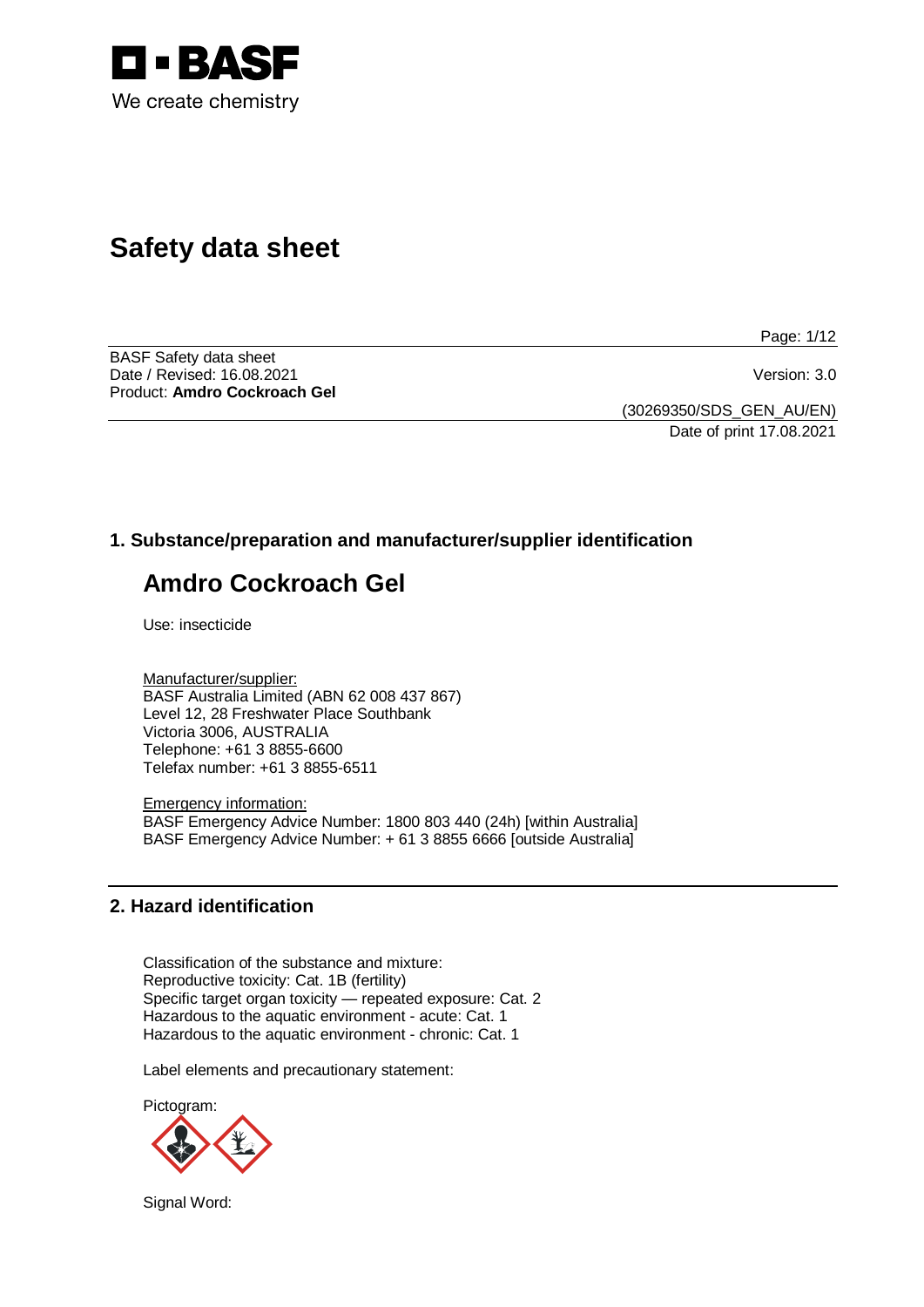# Safety data sheet

BASF Safety data sheet
Date / Revised: 16.08.2021 Version: 3.0
Product: **Amdro Cockroach Gel**

(30269350/SDS_GEN_AU/EN)
Date of print 17.08.2021

## 1. Substance/preparation and manufacturer/supplier identification

# Amdro Cockroach Gel

Use: insecticide

Manufacturer/supplier:
BASF Australia Limited (ABN 62 008 437 867)
Level 12, 28 Freshwater Place Southbank
Victoria 3006, AUSTRALIA
Telephone: +61 3 8855-6600
Telefax number: +61 3 8855-6511

Emergency information:
BASF Emergency Advice Number: 1800 803 440 (24h) [within Australia]
BASF Emergency Advice Number: + 61 3 8855 6666 [outside Australia]

## 2. Hazard identification

Classification of the substance and mixture:
Reproductive toxicity: Cat. 1B (fertility)
Specific target organ toxicity — repeated exposure: Cat. 2
Hazardous to the aquatic environment - acute: Cat. 1
Hazardous to the aquatic environment - chronic: Cat. 1

Label elements and precautionary statement:

Pictogram:

Signal Word: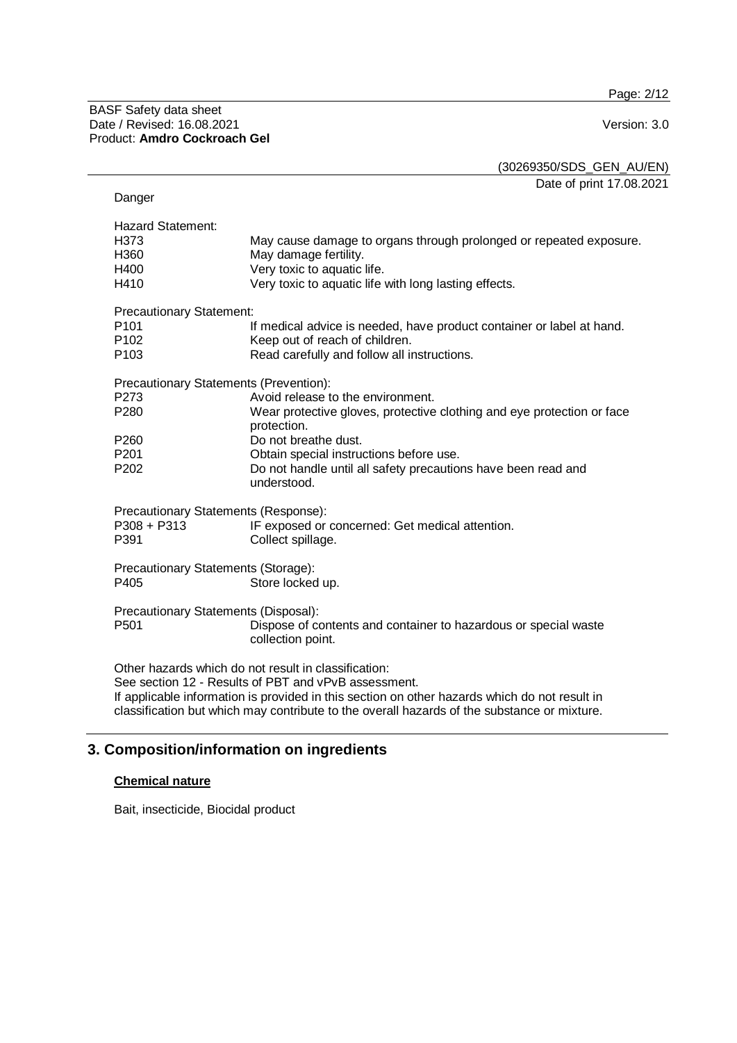(30269350/SDS_GEN_AU/EN)

Date of print 17.08.2021

Danger

Hazard Statement:

| | |
|---|---|
| H373 | May cause damage to organs through prolonged or repeated exposure. |
| H360 | May damage fertility. |
| H400 | Very toxic to aquatic life. |
| H410 | Very toxic to aquatic life with long lasting effects. |

Precautionary Statement:

| | |
|---|---|
| P101 | If medical advice is needed, have product container or label at hand. |
| P102 | Keep out of reach of children. |
| P103 | Read carefully and follow all instructions. |

Precautionary Statements (Prevention):

| | |
|---|---|
| P273 | Avoid release to the environment. |
| P280 | Wear protective gloves, protective clothing and eye protection or face protection. |
| P260 | Do not breathe dust. |
| P201 | Obtain special instructions before use. |
| P202 | Do not handle until all safety precautions have been read and understood. |

Precautionary Statements (Response):

| | |
|---|---|
| P308 + P313 | IF exposed or concerned: Get medical attention. |
| P391 | Collect spillage. |

Precautionary Statements (Storage):

| | |
|---|---|
| P405 | Store locked up. |

Precautionary Statements (Disposal):

| | |
|---|---|
| P501 | Dispose of contents and container to hazardous or special waste collection point. |

Other hazards which do not result in classification:
See section 12 - Results of PBT and vPvB assessment.
If applicable information is provided in this section on other hazards which do not result in classification but which may contribute to the overall hazards of the substance or mixture.

## 3. Composition/information on ingredients

**Chemical nature**

Bait, insecticide, Biocidal product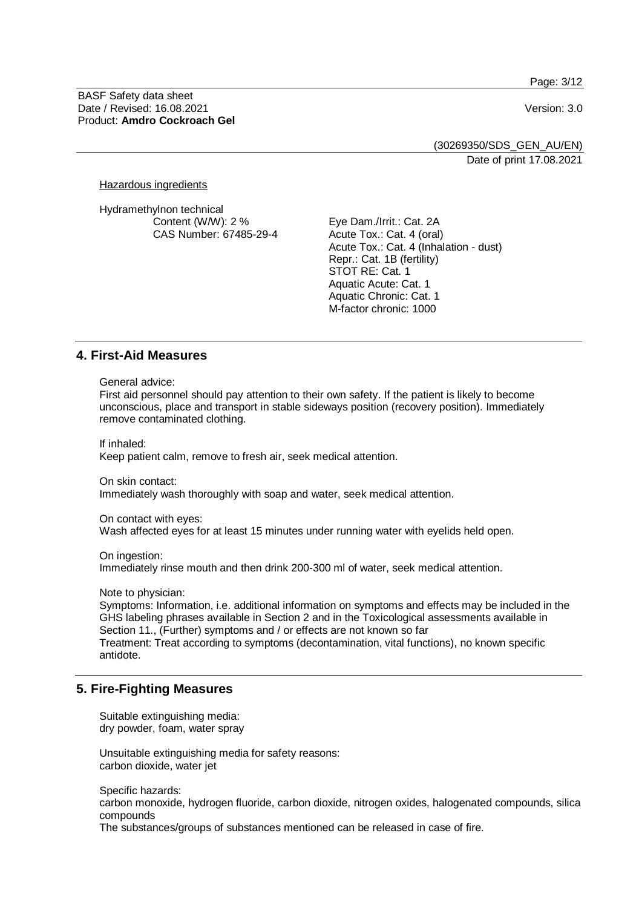Hazardous ingredients

Hydramethylnon technical
Content (W/W): 2 %
CAS Number: 67485-29-4

Eye Dam./Irrit.: Cat. 2A
Acute Tox.: Cat. 4 (oral)
Acute Tox.: Cat. 4 (Inhalation - dust)
Repr.: Cat. 1B (fertility)
STOT RE: Cat. 1
Aquatic Acute: Cat. 1
Aquatic Chronic: Cat. 1
M-factor chronic: 1000

## 4. First-Aid Measures

General advice:
First aid personnel should pay attention to their own safety. If the patient is likely to become unconscious, place and transport in stable sideways position (recovery position). Immediately remove contaminated clothing.

If inhaled:
Keep patient calm, remove to fresh air, seek medical attention.

On skin contact:
Immediately wash thoroughly with soap and water, seek medical attention.

On contact with eyes:
Wash affected eyes for at least 15 minutes under running water with eyelids held open.

On ingestion:
Immediately rinse mouth and then drink 200-300 ml of water, seek medical attention.

Note to physician:
Symptoms: Information, i.e. additional information on symptoms and effects may be included in the GHS labeling phrases available in Section 2 and in the Toxicological assessments available in Section 11., (Further) symptoms and / or effects are not known so far
Treatment: Treat according to symptoms (decontamination, vital functions), no known specific antidote.

## 5. Fire-Fighting Measures

Suitable extinguishing media:
dry powder, foam, water spray

Unsuitable extinguishing media for safety reasons:
carbon dioxide, water jet

Specific hazards:
carbon monoxide, hydrogen fluoride, carbon dioxide, nitrogen oxides, halogenated compounds, silica compounds
The substances/groups of substances mentioned can be released in case of fire.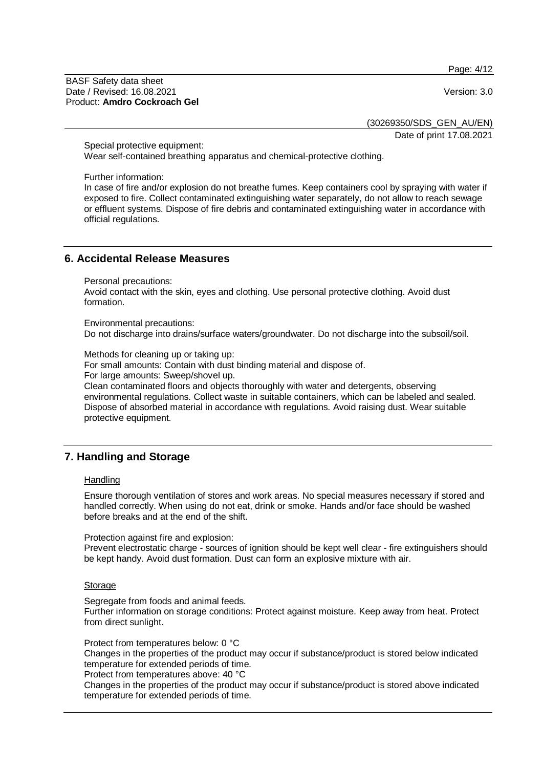Special protective equipment:
Wear self-contained breathing apparatus and chemical-protective clothing.

Further information:
In case of fire and/or explosion do not breathe fumes. Keep containers cool by spraying with water if exposed to fire. Collect contaminated extinguishing water separately, do not allow to reach sewage or effluent systems. Dispose of fire debris and contaminated extinguishing water in accordance with official regulations.

## 6. Accidental Release Measures

Personal precautions:
Avoid contact with the skin, eyes and clothing. Use personal protective clothing. Avoid dust formation.

Environmental precautions:
Do not discharge into drains/surface waters/groundwater. Do not discharge into the subsoil/soil.

Methods for cleaning up or taking up:
For small amounts: Contain with dust binding material and dispose of.
For large amounts: Sweep/shovel up.
Clean contaminated floors and objects thoroughly with water and detergents, observing environmental regulations. Collect waste in suitable containers, which can be labeled and sealed. Dispose of absorbed material in accordance with regulations. Avoid raising dust. Wear suitable protective equipment.

## 7. Handling and Storage

### Handling

Ensure thorough ventilation of stores and work areas. No special measures necessary if stored and handled correctly. When using do not eat, drink or smoke. Hands and/or face should be washed before breaks and at the end of the shift.

Protection against fire and explosion:
Prevent electrostatic charge - sources of ignition should be kept well clear - fire extinguishers should be kept handy. Avoid dust formation. Dust can form an explosive mixture with air.

### Storage

Segregate from foods and animal feeds.
Further information on storage conditions: Protect against moisture. Keep away from heat. Protect from direct sunlight.

Protect from temperatures below: 0 °C
Changes in the properties of the product may occur if substance/product is stored below indicated temperature for extended periods of time.
Protect from temperatures above: 40 °C
Changes in the properties of the product may occur if substance/product is stored above indicated temperature for extended periods of time.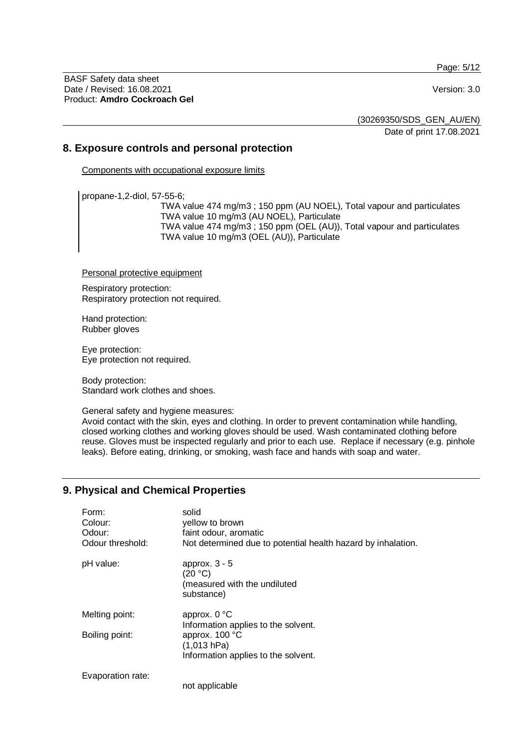## 8. Exposure controls and personal protection

Components with occupational exposure limits

propane-1,2-diol, 57-55-6;

TWA value 474 mg/m3 ; 150 ppm (AU NOEL), Total vapour and particulates
TWA value 10 mg/m3 (AU NOEL), Particulate
TWA value 474 mg/m3 ; 150 ppm (OEL (AU)), Total vapour and particulates
TWA value 10 mg/m3 (OEL (AU)), Particulate

Personal protective equipment

Respiratory protection:
Respiratory protection not required.

Hand protection:
Rubber gloves

Eye protection:
Eye protection not required.

Body protection:
Standard work clothes and shoes.

General safety and hygiene measures:
Avoid contact with the skin, eyes and clothing. In order to prevent contamination while handling, closed working clothes and working gloves should be used. Wash contaminated clothing before reuse. Gloves must be inspected regularly and prior to each use. Replace if necessary (e.g. pinhole leaks). Before eating, drinking, or smoking, wash face and hands with soap and water.

## 9. Physical and Chemical Properties

| | |
|---|---|
| Form: | solid |
| Colour: | yellow to brown |
| Odour: | faint odour, aromatic |
| Odour threshold: | Not determined due to potential health hazard by inhalation. |
| pH value: | approx. 3 - 5 (20 °C) (measured with the undiluted substance) |
| Melting point: | approx. 0 °C Information applies to the solvent. |
| Boiling point: | approx. 100 °C (1,013 hPa) Information applies to the solvent. |
| Evaporation rate: | not applicable |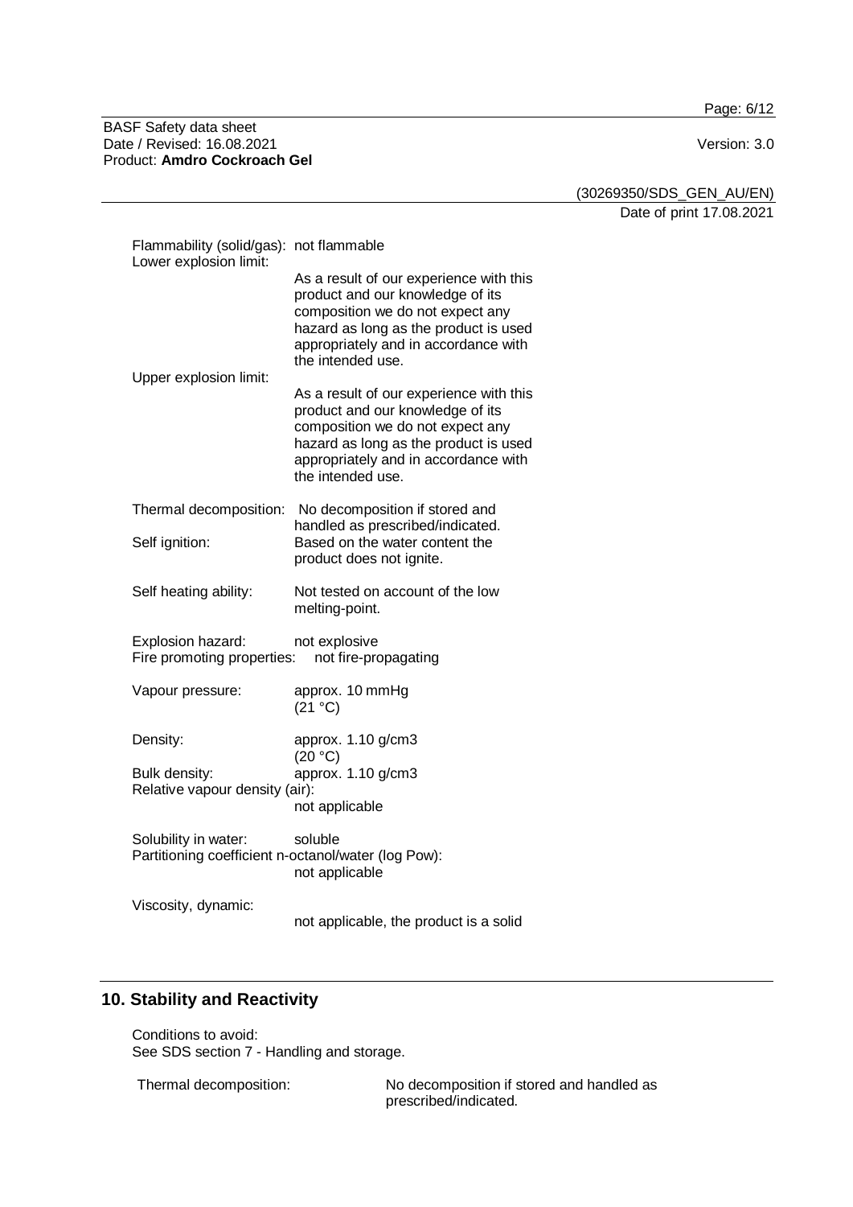Flammability (solid/gas): not flammable

Lower explosion limit:
As a result of our experience with this product and our knowledge of its composition we do not expect any hazard as long as the product is used appropriately and in accordance with the intended use.

Upper explosion limit:
As a result of our experience with this product and our knowledge of its composition we do not expect any hazard as long as the product is used appropriately and in accordance with the intended use.

Thermal decomposition: No decomposition if stored and handled as prescribed/indicated.

Self ignition: Based on the water content the product does not ignite.

Self heating ability: Not tested on account of the low melting-point.

Explosion hazard: not explosive

Fire promoting properties: not fire-propagating

Vapour pressure: approx. 10 mmHg (21 °C)

Density: approx. 1.10 g/cm3 (20 °C)

Bulk density: approx. 1.10 g/cm3

Relative vapour density (air): not applicable

Solubility in water: soluble

Partitioning coefficient n-octanol/water (log Pow): not applicable

Viscosity, dynamic: not applicable, the product is a solid

## 10. Stability and Reactivity

Conditions to avoid:
See SDS section 7 - Handling and storage.

Thermal decomposition: No decomposition if stored and handled as prescribed/indicated.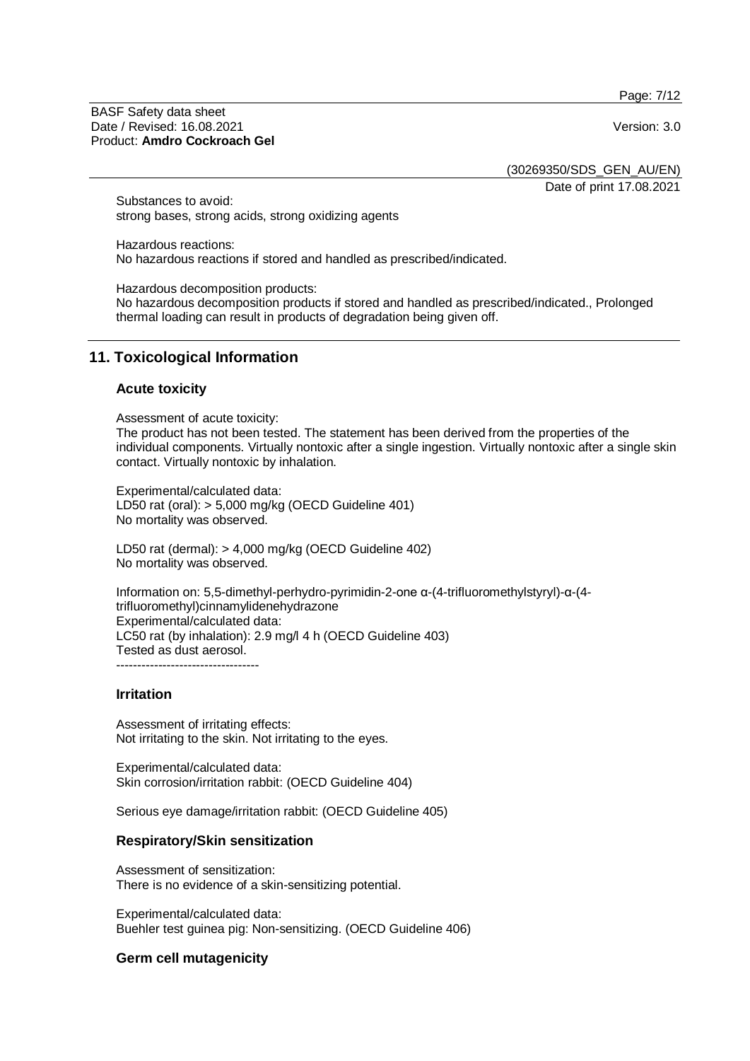Substances to avoid:
strong bases, strong acids, strong oxidizing agents

Hazardous reactions:
No hazardous reactions if stored and handled as prescribed/indicated.

Hazardous decomposition products:
No hazardous decomposition products if stored and handled as prescribed/indicated., Prolonged thermal loading can result in products of degradation being given off.

## 11. Toxicological Information

### Acute toxicity

Assessment of acute toxicity:
The product has not been tested. The statement has been derived from the properties of the individual components. Virtually nontoxic after a single ingestion. Virtually nontoxic after a single skin contact. Virtually nontoxic by inhalation.

Experimental/calculated data:
LD50 rat (oral): > 5,000 mg/kg (OECD Guideline 401)
No mortality was observed.

LD50 rat (dermal): > 4,000 mg/kg (OECD Guideline 402)
No mortality was observed.

Information on: 5,5-dimethyl-perhydro-pyrimidin-2-one α-(4-trifluoromethylstyryl)-α-(4-trifluoromethyl)cinnamylidenehydrazone
Experimental/calculated data:
LC50 rat (by inhalation): 2.9 mg/l 4 h (OECD Guideline 403)
Tested as dust aerosol.
----------------------------------

### Irritation

Assessment of irritating effects:
Not irritating to the skin. Not irritating to the eyes.

Experimental/calculated data:
Skin corrosion/irritation rabbit: (OECD Guideline 404)

Serious eye damage/irritation rabbit: (OECD Guideline 405)

### Respiratory/Skin sensitization

Assessment of sensitization:
There is no evidence of a skin-sensitizing potential.

Experimental/calculated data:
Buehler test guinea pig: Non-sensitizing. (OECD Guideline 406)

### Germ cell mutagenicity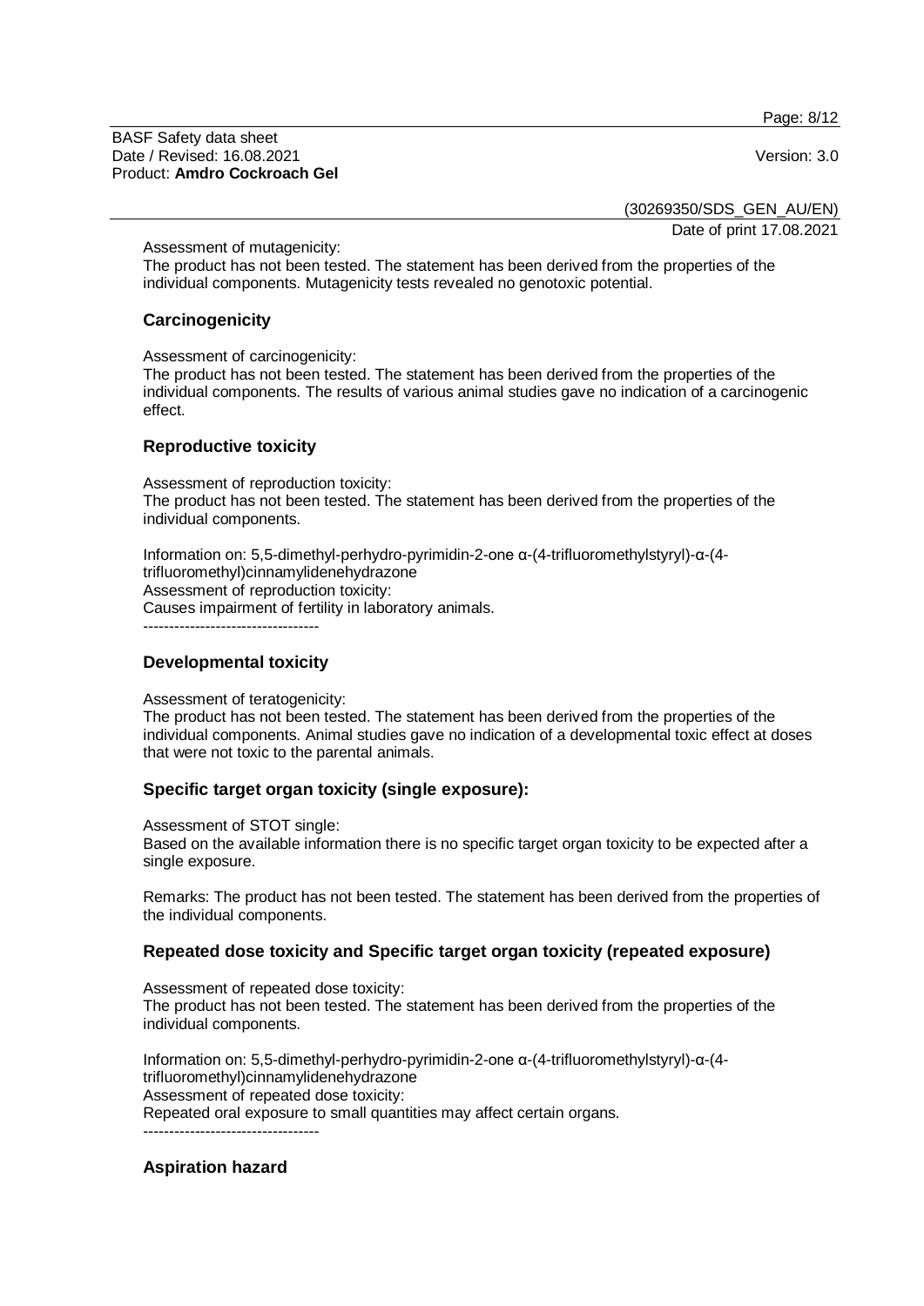Assessment of mutagenicity:
The product has not been tested. The statement has been derived from the properties of the individual components. Mutagenicity tests revealed no genotoxic potential.

## Carcinogenicity

Assessment of carcinogenicity:
The product has not been tested. The statement has been derived from the properties of the individual components. The results of various animal studies gave no indication of a carcinogenic effect.

## Reproductive toxicity

Assessment of reproduction toxicity:
The product has not been tested. The statement has been derived from the properties of the individual components.

Information on: 5,5-dimethyl-perhydro-pyrimidin-2-one α-(4-trifluoromethylstyryl)-α-(4-trifluoromethyl)cinnamylidenehydrazone
Assessment of reproduction toxicity:
Causes impairment of fertility in laboratory animals.
----------------------------------

## Developmental toxicity

Assessment of teratogenicity:
The product has not been tested. The statement has been derived from the properties of the individual components. Animal studies gave no indication of a developmental toxic effect at doses that were not toxic to the parental animals.

## Specific target organ toxicity (single exposure):

Assessment of STOT single:
Based on the available information there is no specific target organ toxicity to be expected after a single exposure.

Remarks: The product has not been tested. The statement has been derived from the properties of the individual components.

## Repeated dose toxicity and Specific target organ toxicity (repeated exposure)

Assessment of repeated dose toxicity:
The product has not been tested. The statement has been derived from the properties of the individual components.

Information on: 5,5-dimethyl-perhydro-pyrimidin-2-one α-(4-trifluoromethylstyryl)-α-(4-trifluoromethyl)cinnamylidenehydrazone
Assessment of repeated dose toxicity:
Repeated oral exposure to small quantities may affect certain organs.
----------------------------------

## Aspiration hazard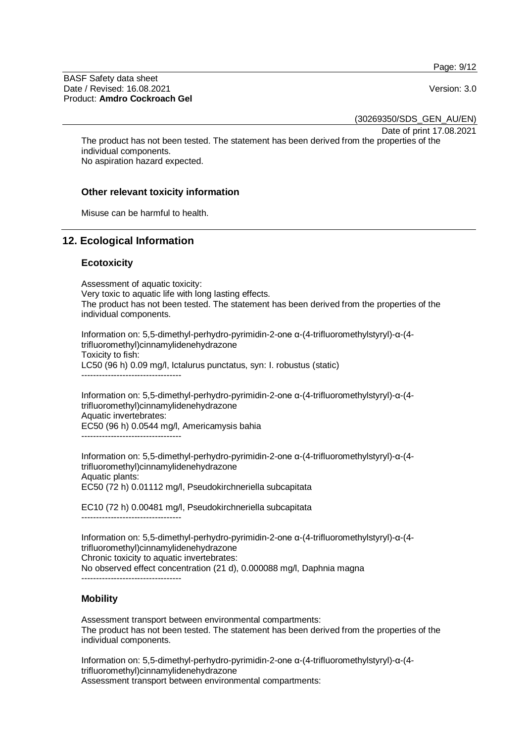The product has not been tested. The statement has been derived from the properties of the individual components.
No aspiration hazard expected.

### Other relevant toxicity information

Misuse can be harmful to health.

## 12. Ecological Information

### Ecotoxicity

Assessment of aquatic toxicity:
Very toxic to aquatic life with long lasting effects.
The product has not been tested. The statement has been derived from the properties of the individual components.

Information on: 5,5-dimethyl-perhydro-pyrimidin-2-one α-(4-trifluoromethylstyryl)-α-(4-trifluoromethyl)cinnamylidenehydrazone
Toxicity to fish:
LC50 (96 h) 0.09 mg/l, Ictalurus punctatus, syn: I. robustus (static)

----------------------------------

Information on: 5,5-dimethyl-perhydro-pyrimidin-2-one α-(4-trifluoromethylstyryl)-α-(4-trifluoromethyl)cinnamylidenehydrazone
Aquatic invertebrates:
EC50 (96 h) 0.0544 mg/l, Americamysis bahia

----------------------------------

Information on: 5,5-dimethyl-perhydro-pyrimidin-2-one α-(4-trifluoromethylstyryl)-α-(4-trifluoromethyl)cinnamylidenehydrazone
Aquatic plants:
EC50 (72 h) 0.01112 mg/l, Pseudokirchneriella subcapitata

EC10 (72 h) 0.00481 mg/l, Pseudokirchneriella subcapitata

----------------------------------

Information on: 5,5-dimethyl-perhydro-pyrimidin-2-one α-(4-trifluoromethylstyryl)-α-(4-trifluoromethyl)cinnamylidenehydrazone
Chronic toxicity to aquatic invertebrates:
No observed effect concentration (21 d), 0.000088 mg/l, Daphnia magna

----------------------------------

### Mobility

Assessment transport between environmental compartments:
The product has not been tested. The statement has been derived from the properties of the individual components.

Information on: 5,5-dimethyl-perhydro-pyrimidin-2-one α-(4-trifluoromethylstyryl)-α-(4-trifluoromethyl)cinnamylidenehydrazone
Assessment transport between environmental compartments: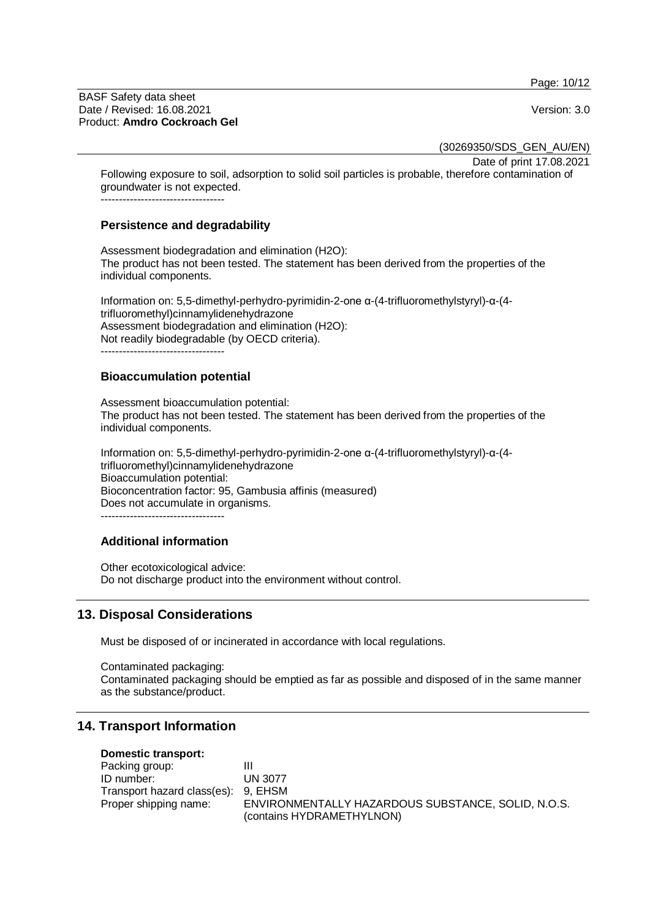Following exposure to soil, adsorption to solid soil particles is probable, therefore contamination of groundwater is not expected.

----------------------------------

### Persistence and degradability

Assessment biodegradation and elimination ($H_2O$):
The product has not been tested. The statement has been derived from the properties of the individual components.

Information on: 5,5-dimethyl-perhydro-pyrimidin-2-one α-(4-trifluoromethylstyryl)-α-(4-trifluoromethyl)cinnamylidenehydrazone
Assessment biodegradation and elimination ($H_2O$):
Not readily biodegradable (by OECD criteria).

----------------------------------

### Bioaccumulation potential

Assessment bioaccumulation potential:
The product has not been tested. The statement has been derived from the properties of the individual components.

Information on: 5,5-dimethyl-perhydro-pyrimidin-2-one α-(4-trifluoromethylstyryl)-α-(4-trifluoromethyl)cinnamylidenehydrazone
Bioaccumulation potential:
Bioconcentration factor: 95, Gambusia affinis (measured)
Does not accumulate in organisms.

----------------------------------

### Additional information

Other ecotoxicological advice:
Do not discharge product into the environment without control.

## 13. Disposal Considerations

Must be disposed of or incinerated in accordance with local regulations.

Contaminated packaging:
Contaminated packaging should be emptied as far as possible and disposed of in the same manner as the substance/product.

## 14. Transport Information

**Domestic transport:**

| | |
|---|---|
| Packing group: | III |
| ID number: | UN 3077 |
| Transport hazard class(es): | 9, EHSM |
| Proper shipping name: | ENVIRONMENTALLY HAZARDOUS SUBSTANCE, SOLID, N.O.S. (contains HYDRAMETHYLNON) |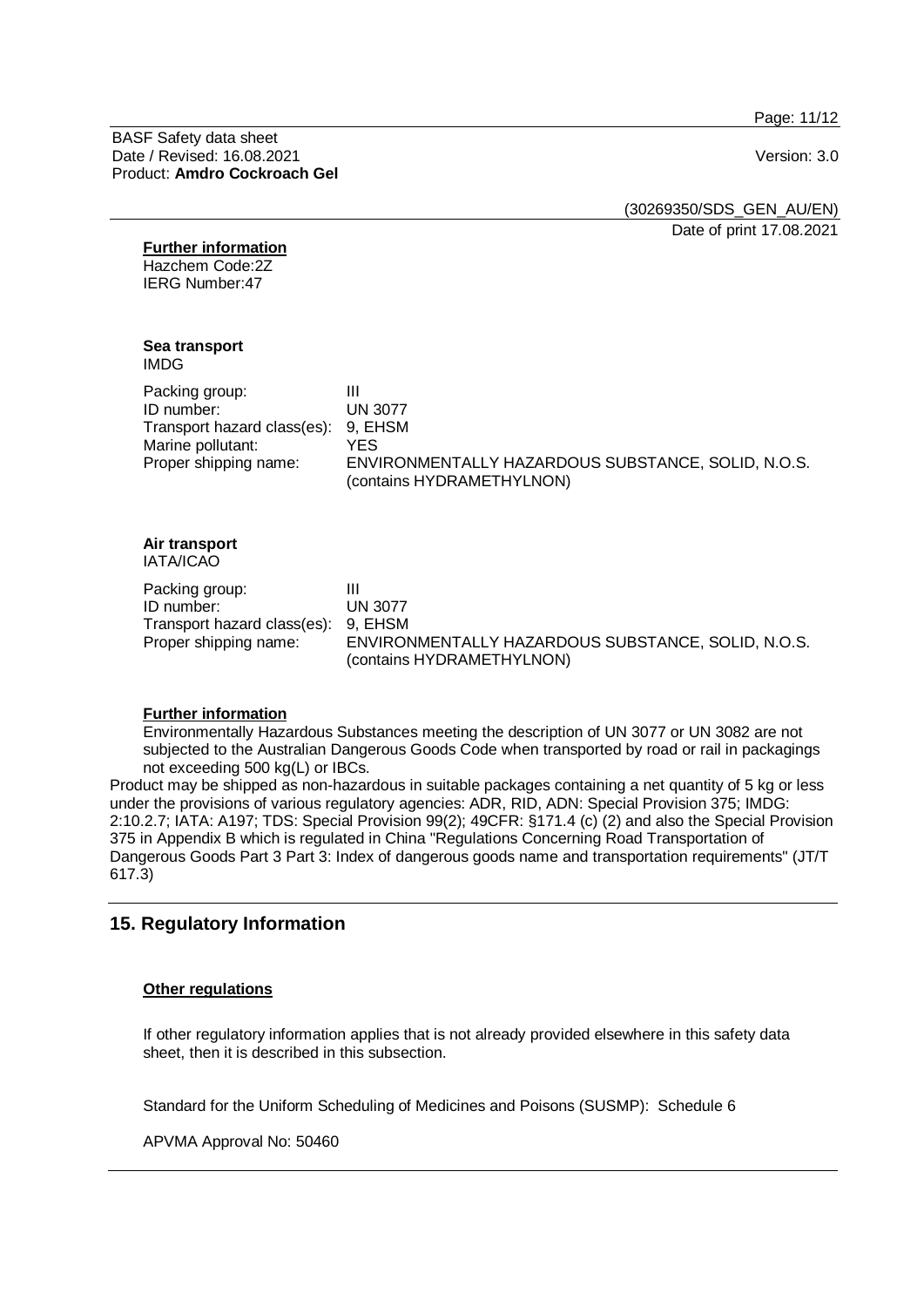**Further information**
Hazchem Code:2Z
IERG Number:47

**Sea transport**
IMDG

| | |
|---|---|
| Packing group: | III |
| ID number: | UN 3077 |
| Transport hazard class(es): | 9, EHSM |
| Marine pollutant: | YES |
| Proper shipping name: | ENVIRONMENTALLY HAZARDOUS SUBSTANCE, SOLID, N.O.S. (contains HYDRAMETHYLNON) |

**Air transport**
IATA/ICAO

| | |
|---|---|
| Packing group: | III |
| ID number: | UN 3077 |
| Transport hazard class(es): | 9, EHSM |
| Proper shipping name: | ENVIRONMENTALLY HAZARDOUS SUBSTANCE, SOLID, N.O.S. (contains HYDRAMETHYLNON) |

**Further information**

Environmentally Hazardous Substances meeting the description of UN 3077 or UN 3082 are not subjected to the Australian Dangerous Goods Code when transported by road or rail in packagings not exceeding 500 kg(L) or IBCs.

Product may be shipped as non-hazardous in suitable packages containing a net quantity of 5 kg or less under the provisions of various regulatory agencies: ADR, RID, ADN: Special Provision 375; IMDG: 2:10.2.7; IATA: A197; TDS: Special Provision 99(2); 49CFR: §171.4 (c) (2) and also the Special Provision 375 in Appendix B which is regulated in China "Regulations Concerning Road Transportation of Dangerous Goods Part 3 Part 3: Index of dangerous goods name and transportation requirements" (JT/T 617.3)

## 15. Regulatory Information

**Other regulations**

If other regulatory information applies that is not already provided elsewhere in this safety data sheet, then it is described in this subsection.

Standard for the Uniform Scheduling of Medicines and Poisons (SUSMP): Schedule 6

APVMA Approval No: 50460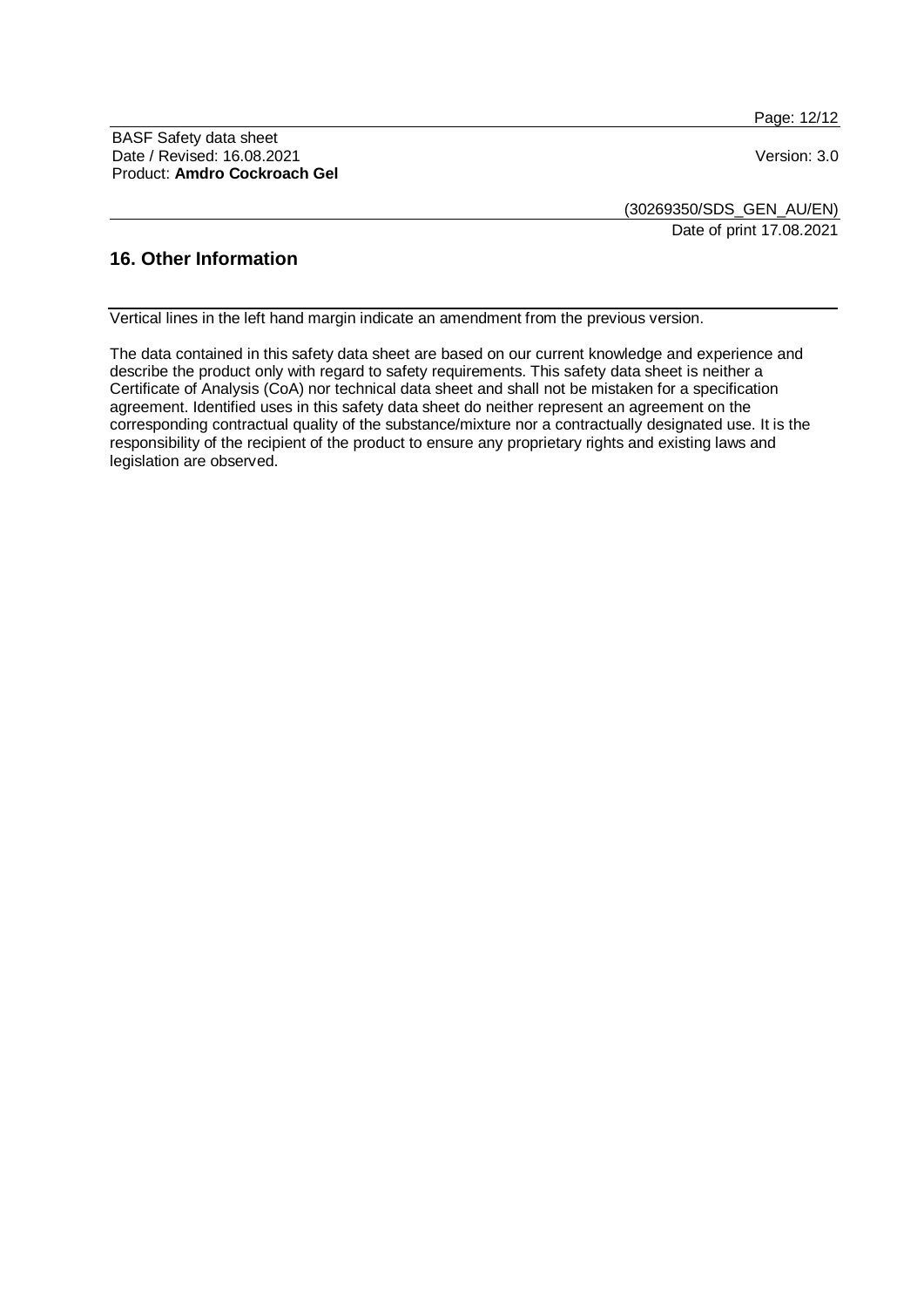## 16. Other Information

Vertical lines in the left hand margin indicate an amendment from the previous version.

The data contained in this safety data sheet are based on our current knowledge and experience and describe the product only with regard to safety requirements. This safety data sheet is neither a Certificate of Analysis (CoA) nor technical data sheet and shall not be mistaken for a specification agreement. Identified uses in this safety data sheet do neither represent an agreement on the corresponding contractual quality of the substance/mixture nor a contractually designated use. It is the responsibility of the recipient of the product to ensure any proprietary rights and existing laws and legislation are observed.